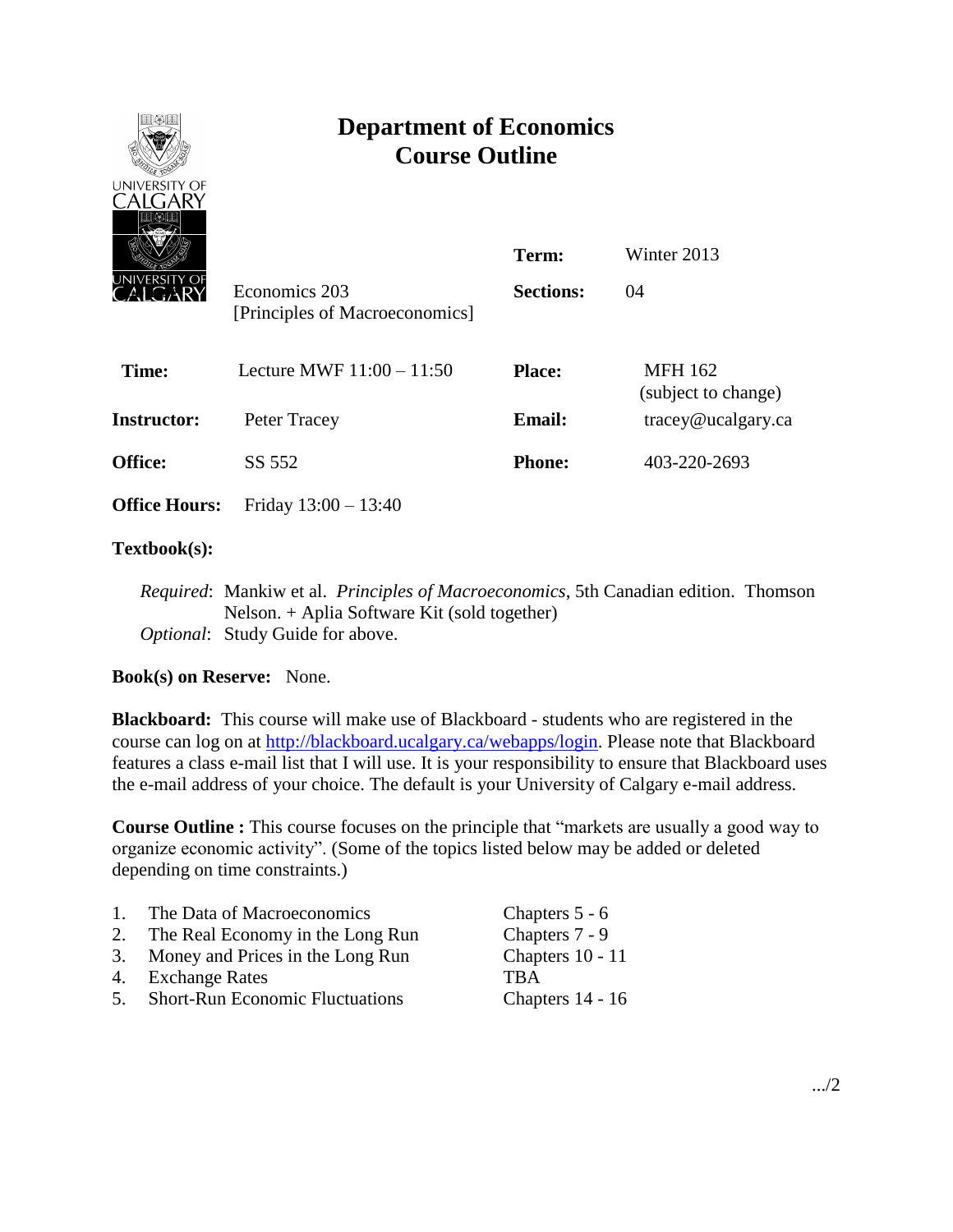# Department of Economics
# Course Outline

| | | | |
|---|---|---|---|
| | | **Term:** | Winter 2013 |
| | Economics 203 [Principles of Macroeconomics] | **Sections:** | 04 |
| **Time:** | Lecture MWF 11:00 – 11:50 | **Place:** | MFH 162 (subject to change) |
| **Instructor:** | Peter Tracey | **Email:** | tracey@ucalgary.ca |
| **Office:** | SS 552 | **Phone:** | 403-220-2693 |
| **Office Hours:** | Friday 13:00 – 13:40 | | |

**Textbook(s):**

*Required*: Mankiw et al. *Principles of Macroeconomics*, 5th Canadian edition. Thomson Nelson. + Aplia Software Kit (sold together)
*Optional*: Study Guide for above.

**Book(s) on Reserve:** None.

**Blackboard:** This course will make use of Blackboard - students who are registered in the course can log on at http://blackboard.ucalgary.ca/webapps/login. Please note that Blackboard features a class e-mail list that I will use. It is your responsibility to ensure that Blackboard uses the e-mail address of your choice. The default is your University of Calgary e-mail address.

**Course Outline :** This course focuses on the principle that "markets are usually a good way to organize economic activity". (Some of the topics listed below may be added or deleted depending on time constraints.)

| | | |
|---|---|---|
| 1. | The Data of Macroeconomics | Chapters 5 - 6 |
| 2. | The Real Economy in the Long Run | Chapters 7 - 9 |
| 3. | Money and Prices in the Long Run | Chapters 10 - 11 |
| 4. | Exchange Rates | TBA |
| 5. | Short-Run Economic Fluctuations | Chapters 14 - 16 |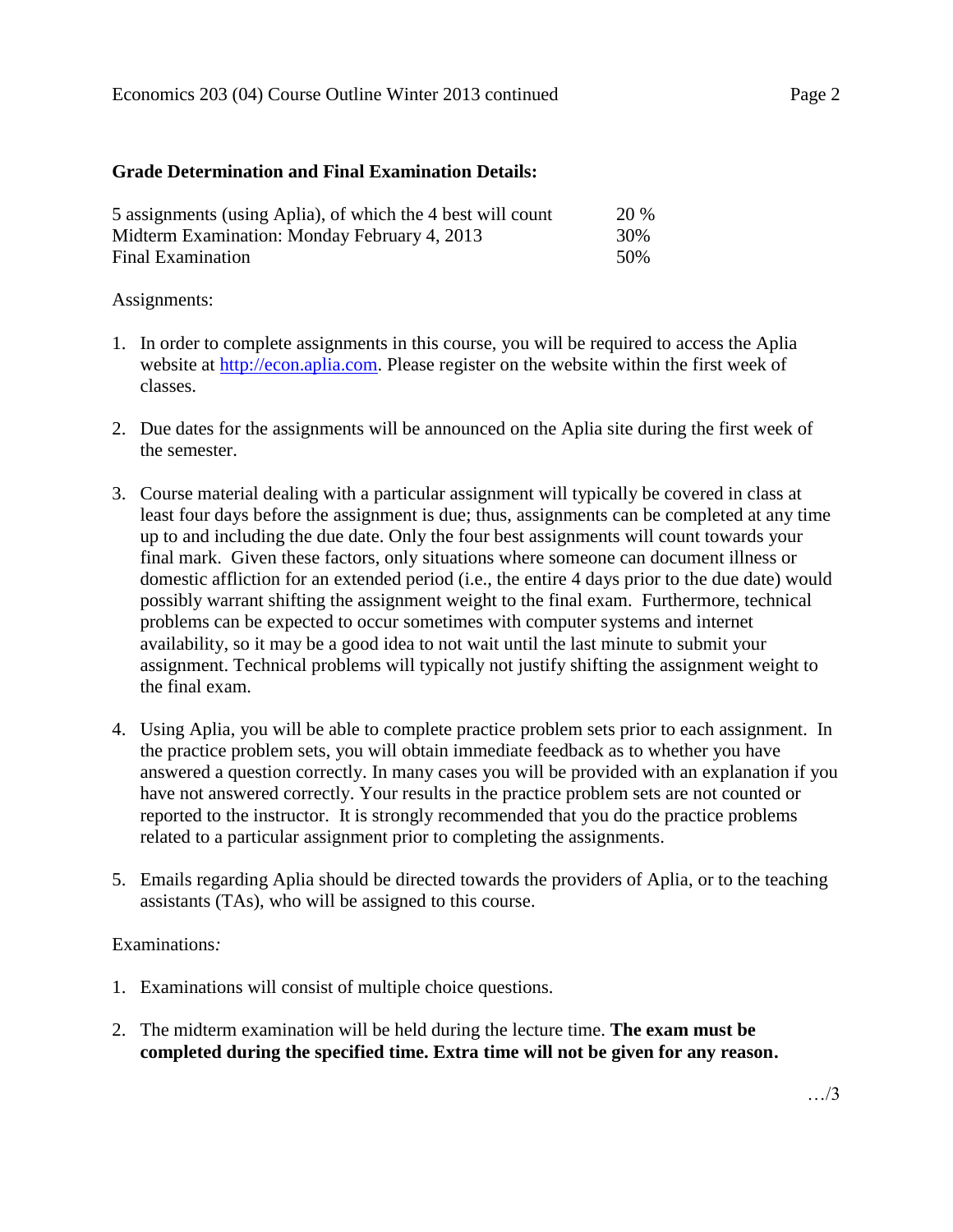**Grade Determination and Final Examination Details:**

| | |
|---|---|
| 5 assignments (using Aplia), of which the 4 best will count | 20 % |
| Midterm Examination: Monday February 4, 2013 | 30% |
| Final Examination | 50% |

Assignments:

1. In order to complete assignments in this course, you will be required to access the Aplia website at [http://econ.aplia.com](http://econ.aplia.com). Please register on the website within the first week of classes.

2. Due dates for the assignments will be announced on the Aplia site during the first week of the semester.

3. Course material dealing with a particular assignment will typically be covered in class at least four days before the assignment is due; thus, assignments can be completed at any time up to and including the due date. Only the four best assignments will count towards your final mark. Given these factors, only situations where someone can document illness or domestic affliction for an extended period (i.e., the entire 4 days prior to the due date) would possibly warrant shifting the assignment weight to the final exam. Furthermore, technical problems can be expected to occur sometimes with computer systems and internet availability, so it may be a good idea to not wait until the last minute to submit your assignment. Technical problems will typically not justify shifting the assignment weight to the final exam.

4. Using Aplia, you will be able to complete practice problem sets prior to each assignment. In the practice problem sets, you will obtain immediate feedback as to whether you have answered a question correctly. In many cases you will be provided with an explanation if you have not answered correctly. Your results in the practice problem sets are not counted or reported to the instructor. It is strongly recommended that you do the practice problems related to a particular assignment prior to completing the assignments.

5. Emails regarding Aplia should be directed towards the providers of Aplia, or to the teaching assistants (TAs), who will be assigned to this course.

Examinations*:*

1. Examinations will consist of multiple choice questions.

2. The midterm examination will be held during the lecture time. **The exam must be completed during the specified time. Extra time will not be given for any reason.**

…/3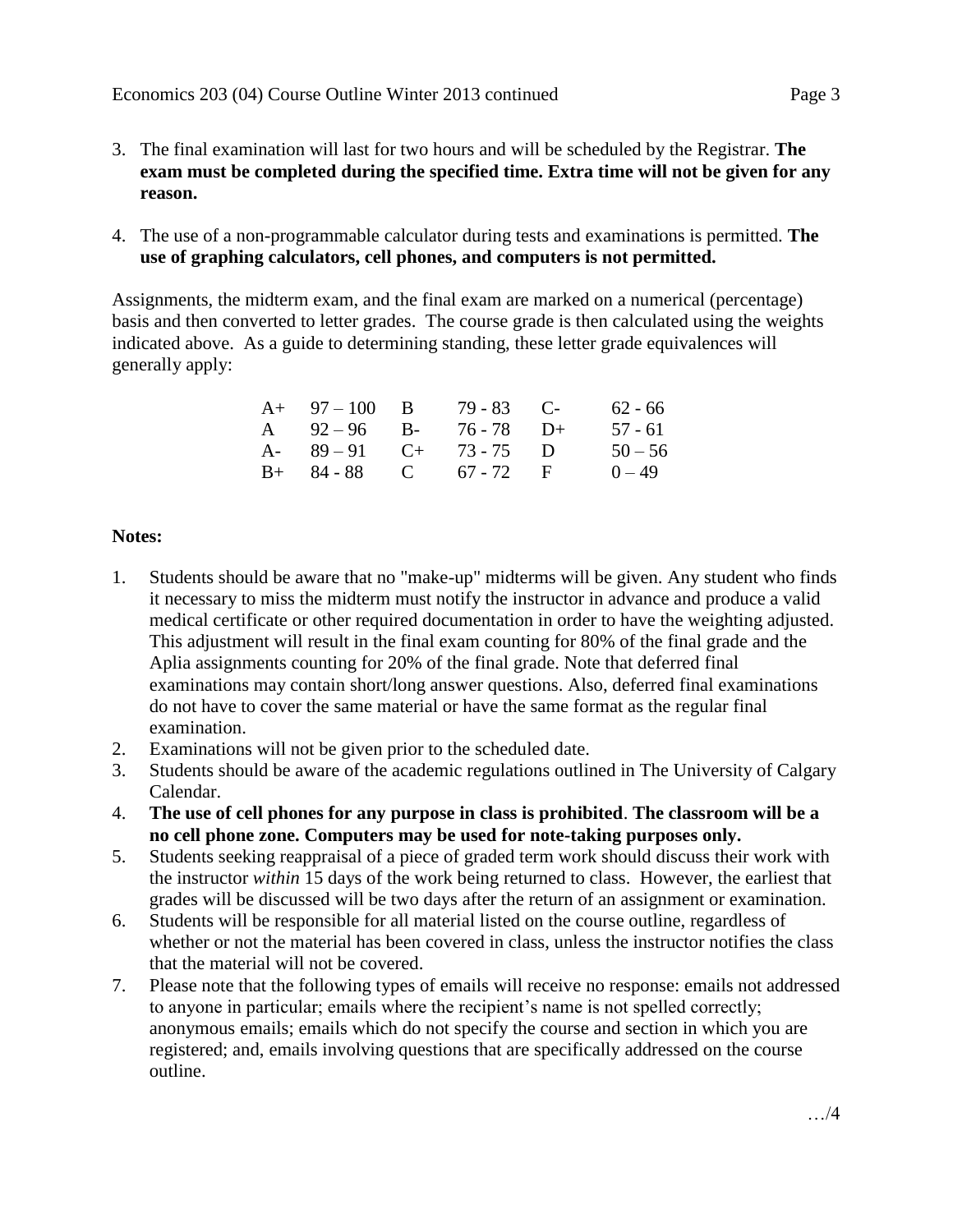3. The final examination will last for two hours and will be scheduled by the Registrar. **The exam must be completed during the specified time. Extra time will not be given for any reason.**

4. The use of a non-programmable calculator during tests and examinations is permitted. **The use of graphing calculators, cell phones, and computers is not permitted.**

Assignments, the midterm exam, and the final exam are marked on a numerical (percentage) basis and then converted to letter grades. The course grade is then calculated using the weights indicated above. As a guide to determining standing, these letter grade equivalences will generally apply:

| | | | | | |
|---|---|---|---|---|---|
| A+ | 97 – 100 | B | 79 - 83 | C- | 62 - 66 |
| A | 92 – 96 | B- | 76 - 78 | D+ | 57 - 61 |
| A- | 89 – 91 | C+ | 73 - 75 | D | 50 – 56 |
| B+ | 84 - 88 | C | 67 - 72 | F | 0 – 49 |

**Notes:**

1. Students should be aware that no "make-up" midterms will be given. Any student who finds it necessary to miss the midterm must notify the instructor in advance and produce a valid medical certificate or other required documentation in order to have the weighting adjusted. This adjustment will result in the final exam counting for 80% of the final grade and the Aplia assignments counting for 20% of the final grade. Note that deferred final examinations may contain short/long answer questions. Also, deferred final examinations do not have to cover the same material or have the same format as the regular final examination.
2. Examinations will not be given prior to the scheduled date.
3. Students should be aware of the academic regulations outlined in The University of Calgary Calendar.
4. **The use of cell phones for any purpose in class is prohibited**. **The classroom will be a no cell phone zone. Computers may be used for note-taking purposes only.**
5. Students seeking reappraisal of a piece of graded term work should discuss their work with the instructor *within* 15 days of the work being returned to class. However, the earliest that grades will be discussed will be two days after the return of an assignment or examination.
6. Students will be responsible for all material listed on the course outline, regardless of whether or not the material has been covered in class, unless the instructor notifies the class that the material will not be covered.
7. Please note that the following types of emails will receive no response: emails not addressed to anyone in particular; emails where the recipient's name is not spelled correctly; anonymous emails; emails which do not specify the course and section in which you are registered; and, emails involving questions that are specifically addressed on the course outline.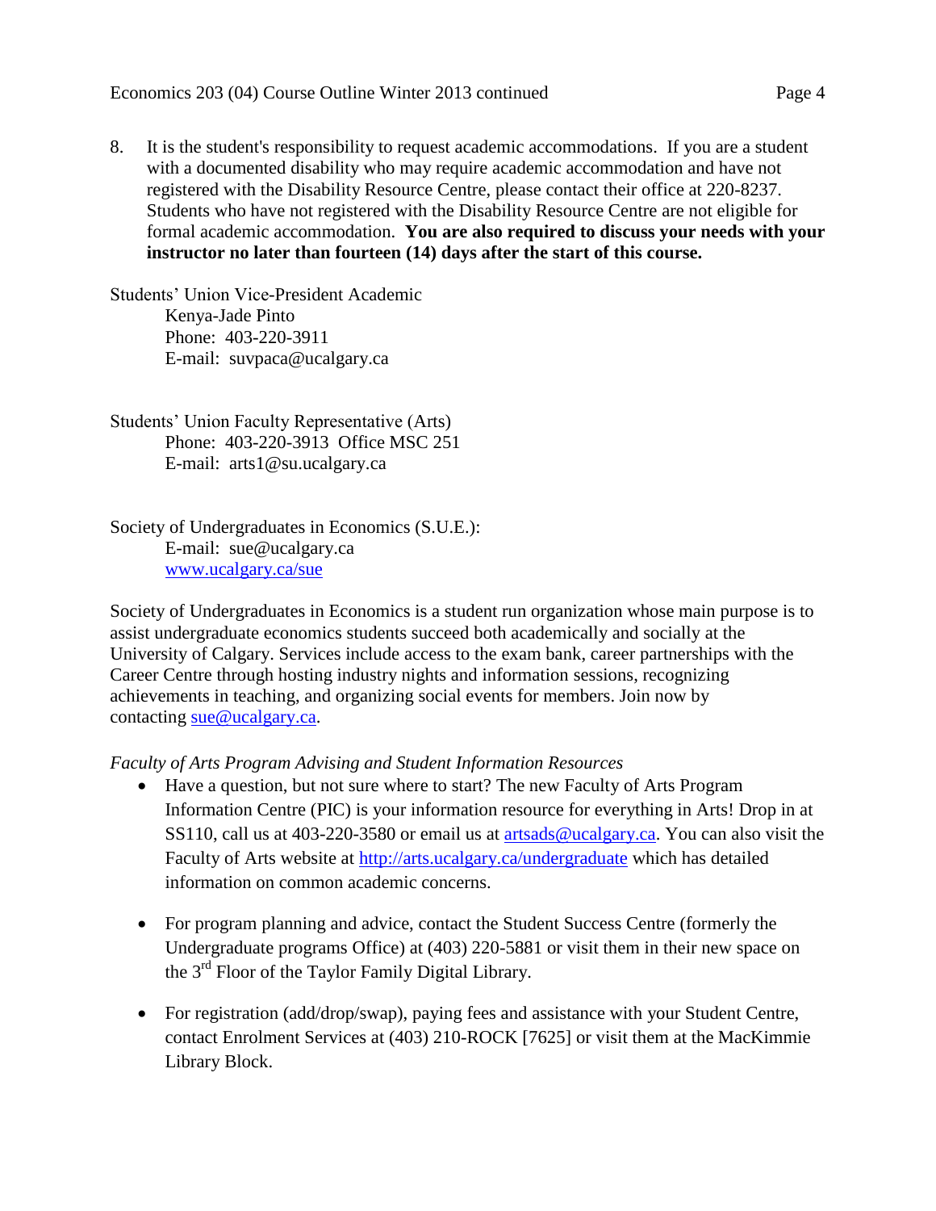8. It is the student's responsibility to request academic accommodations. If you are a student with a documented disability who may require academic accommodation and have not registered with the Disability Resource Centre, please contact their office at 220-8237. Students who have not registered with the Disability Resource Centre are not eligible for formal academic accommodation. **You are also required to discuss your needs with your instructor no later than fourteen (14) days after the start of this course.**

Students' Union Vice-President Academic
Kenya-Jade Pinto
Phone: 403-220-3911
E-mail: suvpaca@ucalgary.ca

Students' Union Faculty Representative (Arts)
Phone: 403-220-3913 Office MSC 251
E-mail: arts1@su.ucalgary.ca

Society of Undergraduates in Economics (S.U.E.):
E-mail: sue@ucalgary.ca
www.ucalgary.ca/sue

Society of Undergraduates in Economics is a student run organization whose main purpose is to assist undergraduate economics students succeed both academically and socially at the University of Calgary. Services include access to the exam bank, career partnerships with the Career Centre through hosting industry nights and information sessions, recognizing achievements in teaching, and organizing social events for members. Join now by contacting sue@ucalgary.ca.

*Faculty of Arts Program Advising and Student Information Resources*

- Have a question, but not sure where to start? The new Faculty of Arts Program Information Centre (PIC) is your information resource for everything in Arts! Drop in at SS110, call us at 403-220-3580 or email us at artsads@ucalgary.ca. You can also visit the Faculty of Arts website at http://arts.ucalgary.ca/undergraduate which has detailed information on common academic concerns.

- For program planning and advice, contact the Student Success Centre (formerly the Undergraduate programs Office) at (403) 220-5881 or visit them in their new space on the 3rd Floor of the Taylor Family Digital Library.

- For registration (add/drop/swap), paying fees and assistance with your Student Centre, contact Enrolment Services at (403) 210-ROCK [7625] or visit them at the MacKimmie Library Block.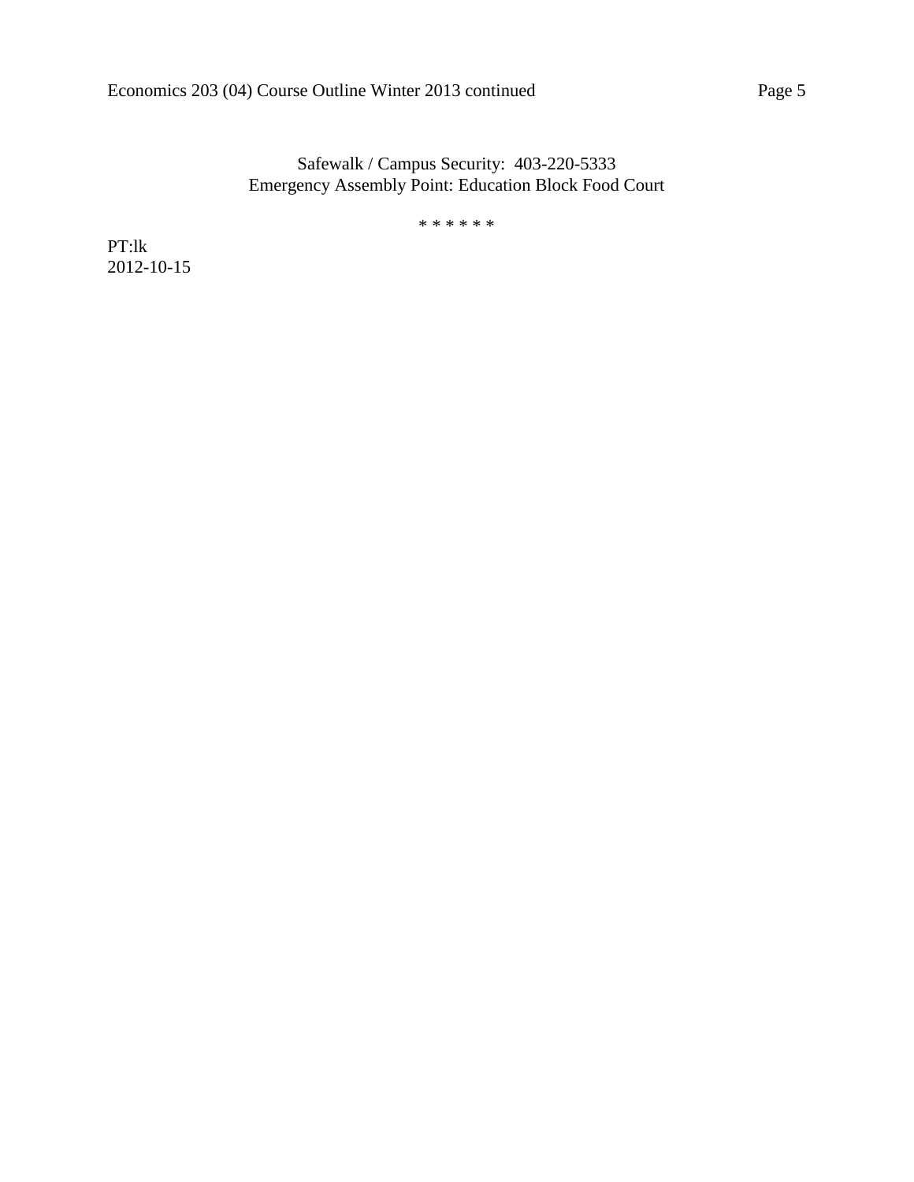Safewalk / Campus Security: 403-220-5333
Emergency Assembly Point: Education Block Food Court

* * * * * *

PT:lk
2012-10-15